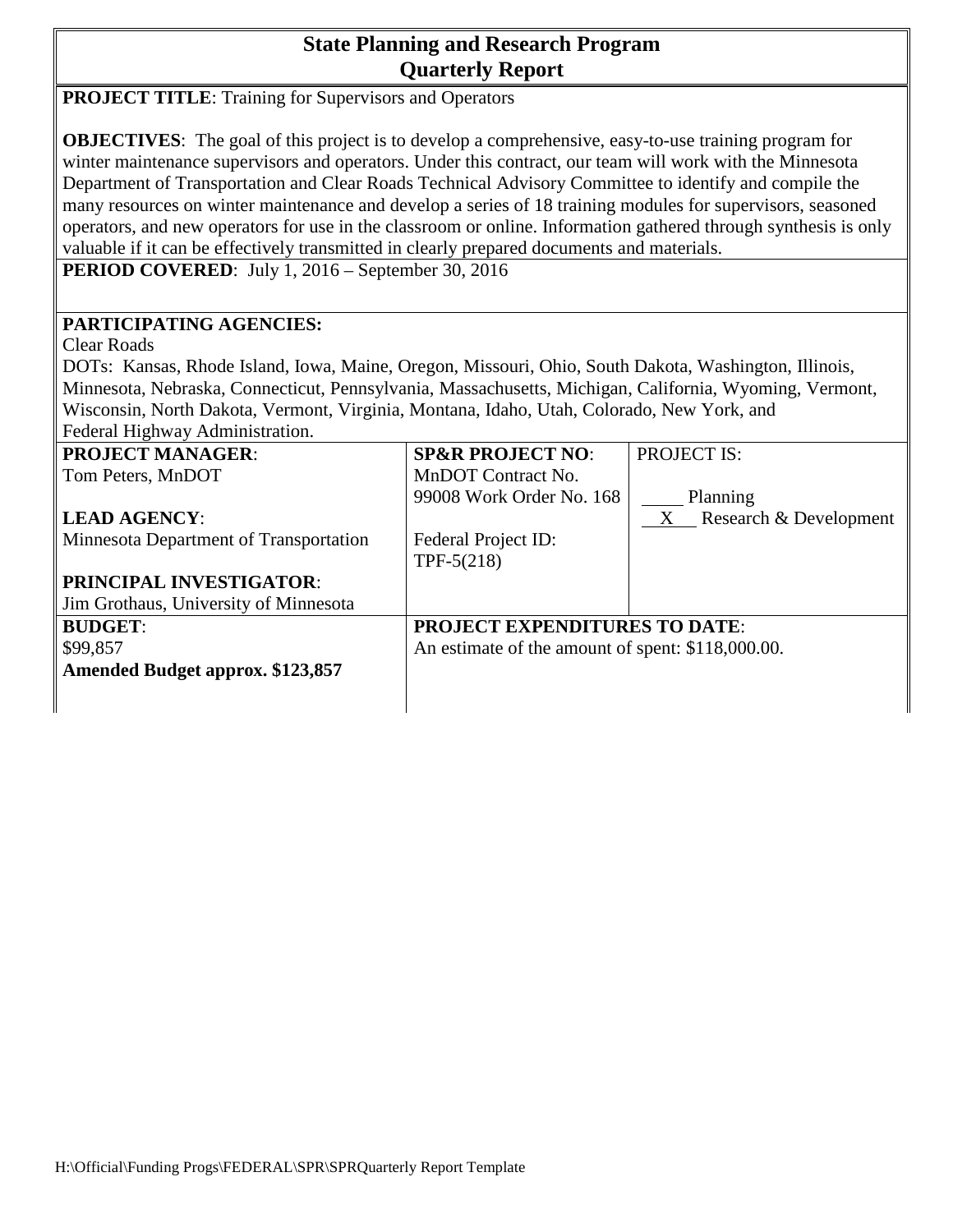# State Planning and Research Program
## Quarterly Report

**PROJECT TITLE**: Training for Supervisors and Operators

**OBJECTIVES**: The goal of this project is to develop a comprehensive, easy-to-use training program for winter maintenance supervisors and operators. Under this contract, our team will work with the Minnesota Department of Transportation and Clear Roads Technical Advisory Committee to identify and compile the many resources on winter maintenance and develop a series of 18 training modules for supervisors, seasoned operators, and new operators for use in the classroom or online. Information gathered through synthesis is only valuable if it can be effectively transmitted in clearly prepared documents and materials.

**PERIOD COVERED**: July 1, 2016 – September 30, 2016

**PARTICIPATING AGENCIES:**

Clear Roads

DOTs: Kansas, Rhode Island, Iowa, Maine, Oregon, Missouri, Ohio, South Dakota, Washington, Illinois, Minnesota, Nebraska, Connecticut, Pennsylvania, Massachusetts, Michigan, California, Wyoming, Vermont, Wisconsin, North Dakota, Vermont, Virginia, Montana, Idaho, Utah, Colorado, New York, and Federal Highway Administration.

| | | |
|---|---|---|
| **PROJECT MANAGER**:<br>Tom Peters, MnDOT<br><br>**LEAD AGENCY**:<br>Minnesota Department of Transportation<br><br>**PRINCIPAL INVESTIGATOR**:<br>Jim Grothaus, University of Minnesota | **SP&R PROJECT NO**:<br>MnDOT Contract No. 99008 Work Order No. 168<br><br>Federal Project ID: TPF-5(218) | PROJECT IS:<br><br>____ Planning<br>__X__ Research & Development |
| **BUDGET**:<br>$99,857<br>**Amended Budget approx. $123,857** | **PROJECT EXPENDITURES TO DATE**:<br>An estimate of the amount of spent: $118,000.00. | |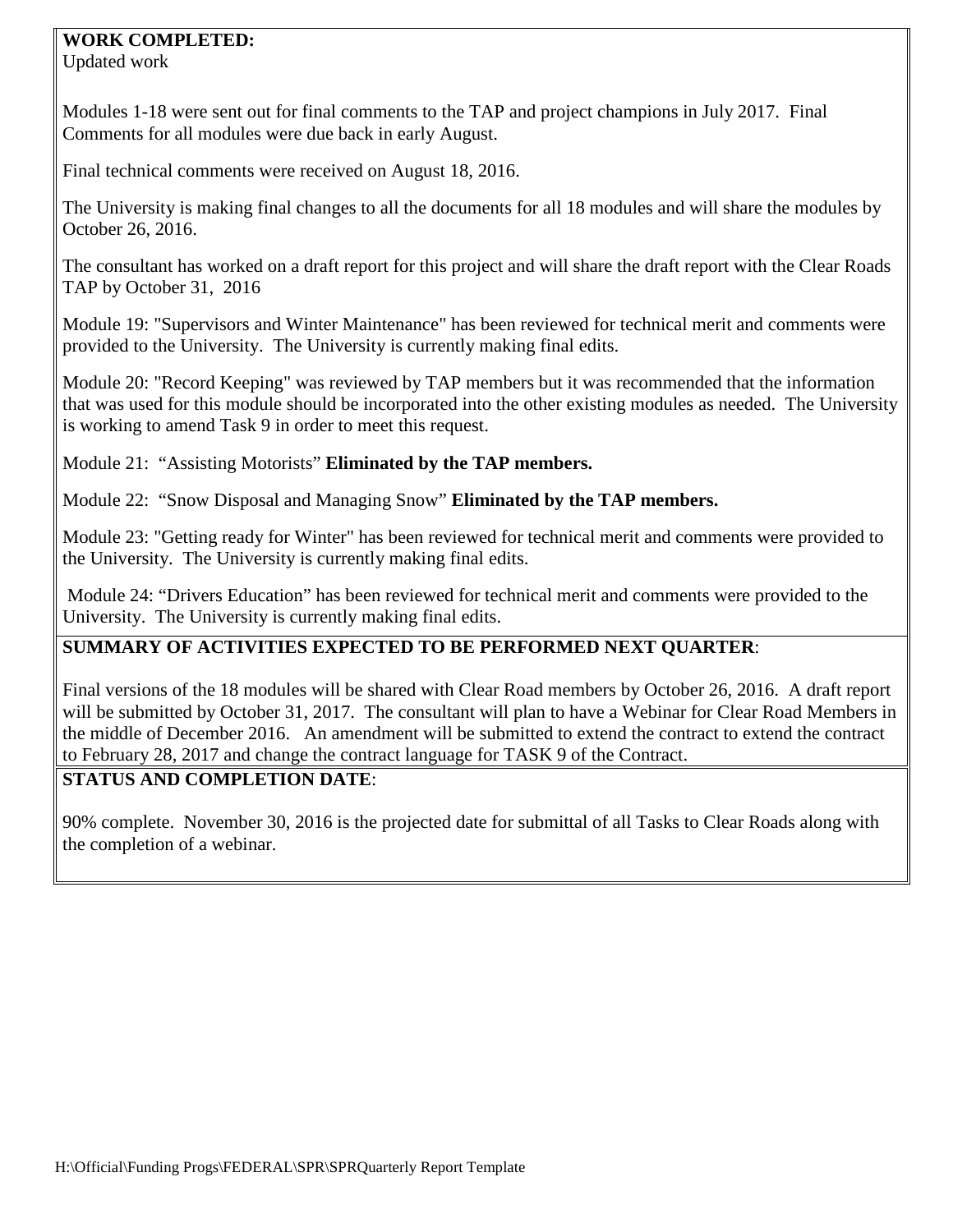**WORK COMPLETED:**
Updated work

Modules 1-18 were sent out for final comments to the TAP and project champions in July 2017. Final Comments for all modules were due back in early August.

Final technical comments were received on August 18, 2016.

The University is making final changes to all the documents for all 18 modules and will share the modules by October 26, 2016.

The consultant has worked on a draft report for this project and will share the draft report with the Clear Roads TAP by October 31, 2016

Module 19: "Supervisors and Winter Maintenance" has been reviewed for technical merit and comments were provided to the University. The University is currently making final edits.

Module 20: "Record Keeping" was reviewed by TAP members but it was recommended that the information that was used for this module should be incorporated into the other existing modules as needed. The University is working to amend Task 9 in order to meet this request.

Module 21: "Assisting Motorists" **Eliminated by the TAP members.**

Module 22: "Snow Disposal and Managing Snow" **Eliminated by the TAP members.**

Module 23: "Getting ready for Winter" has been reviewed for technical merit and comments were provided to the University. The University is currently making final edits.

Module 24: "Drivers Education" has been reviewed for technical merit and comments were provided to the University. The University is currently making final edits.

**SUMMARY OF ACTIVITIES EXPECTED TO BE PERFORMED NEXT QUARTER**:

Final versions of the 18 modules will be shared with Clear Road members by October 26, 2016. A draft report will be submitted by October 31, 2017. The consultant will plan to have a Webinar for Clear Road Members in the middle of December 2016. An amendment will be submitted to extend the contract to extend the contract to February 28, 2017 and change the contract language for TASK 9 of the Contract.

**STATUS AND COMPLETION DATE**:

90% complete. November 30, 2016 is the projected date for submittal of all Tasks to Clear Roads along with the completion of a webinar.